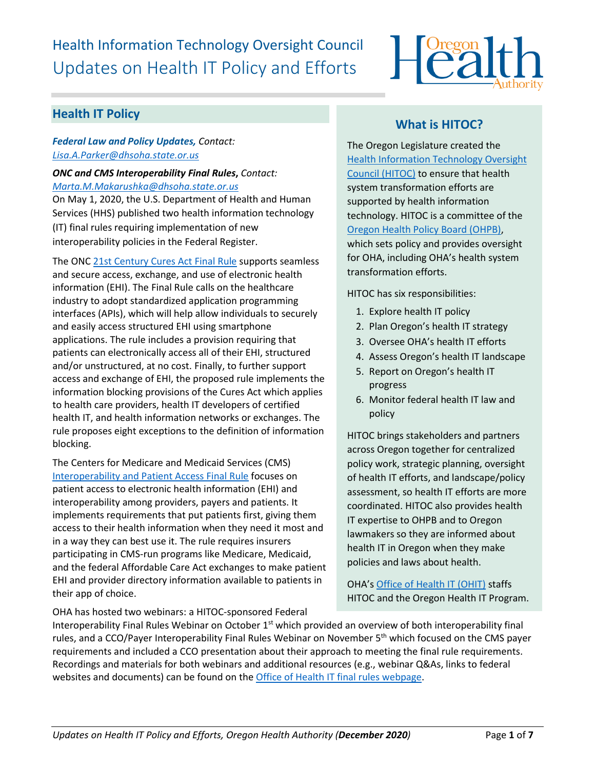# Health Information Technology Oversight Council
## Updates on Health IT Policy and Efforts

## Health IT Policy

***Federal Law and Policy Updates,*** *Contact: Lisa.A.Parker@dhsoha.state.or.us*

***ONC and CMS Interoperability Final Rules***, *Contact: Marta.M.Makarushka@dhsoha.state.or.us*

On May 1, 2020, the U.S. Department of Health and Human Services (HHS) published two health information technology (IT) final rules requiring implementation of new interoperability policies in the Federal Register.

The ONC 21st Century Cures Act Final Rule supports seamless and secure access, exchange, and use of electronic health information (EHI). The Final Rule calls on the healthcare industry to adopt standardized application programming interfaces (APIs), which will help allow individuals to securely and easily access structured EHI using smartphone applications. The rule includes a provision requiring that patients can electronically access all of their EHI, structured and/or unstructured, at no cost. Finally, to further support access and exchange of EHI, the proposed rule implements the information blocking provisions of the Cures Act which applies to health care providers, health IT developers of certified health IT, and health information networks or exchanges. The rule proposes eight exceptions to the definition of information blocking.

The Centers for Medicare and Medicaid Services (CMS) Interoperability and Patient Access Final Rule focuses on patient access to electronic health information (EHI) and interoperability among providers, payers and patients. It implements requirements that put patients first, giving them access to their health information when they need it most and in a way they can best use it. The rule requires insurers participating in CMS-run programs like Medicare, Medicaid, and the federal Affordable Care Act exchanges to make patient EHI and provider directory information available to patients in their app of choice.

OHA has hosted two webinars: a HITOC-sponsored Federal Interoperability Final Rules Webinar on October 1st which provided an overview of both interoperability final rules, and a CCO/Payer Interoperability Final Rules Webinar on November 5th which focused on the CMS payer requirements and included a CCO presentation about their approach to meeting the final rule requirements. Recordings and materials for both webinars and additional resources (e.g., webinar Q&As, links to federal websites and documents) can be found on the Office of Health IT final rules webpage.

## What is HITOC?

The Oregon Legislature created the Health Information Technology Oversight Council (HITOC) to ensure that health system transformation efforts are supported by health information technology. HITOC is a committee of the Oregon Health Policy Board (OHPB), which sets policy and provides oversight for OHA, including OHA's health system transformation efforts.

HITOC has six responsibilities:

1. Explore health IT policy
2. Plan Oregon's health IT strategy
3. Oversee OHA's health IT efforts
4. Assess Oregon's health IT landscape
5. Report on Oregon's health IT progress
6. Monitor federal health IT law and policy

HITOC brings stakeholders and partners across Oregon together for centralized policy work, strategic planning, oversight of health IT efforts, and landscape/policy assessment, so health IT efforts are more coordinated. HITOC also provides health IT expertise to OHPB and to Oregon lawmakers so they are informed about health IT in Oregon when they make policies and laws about health.

OHA's Office of Health IT (OHIT) staffs HITOC and the Oregon Health IT Program.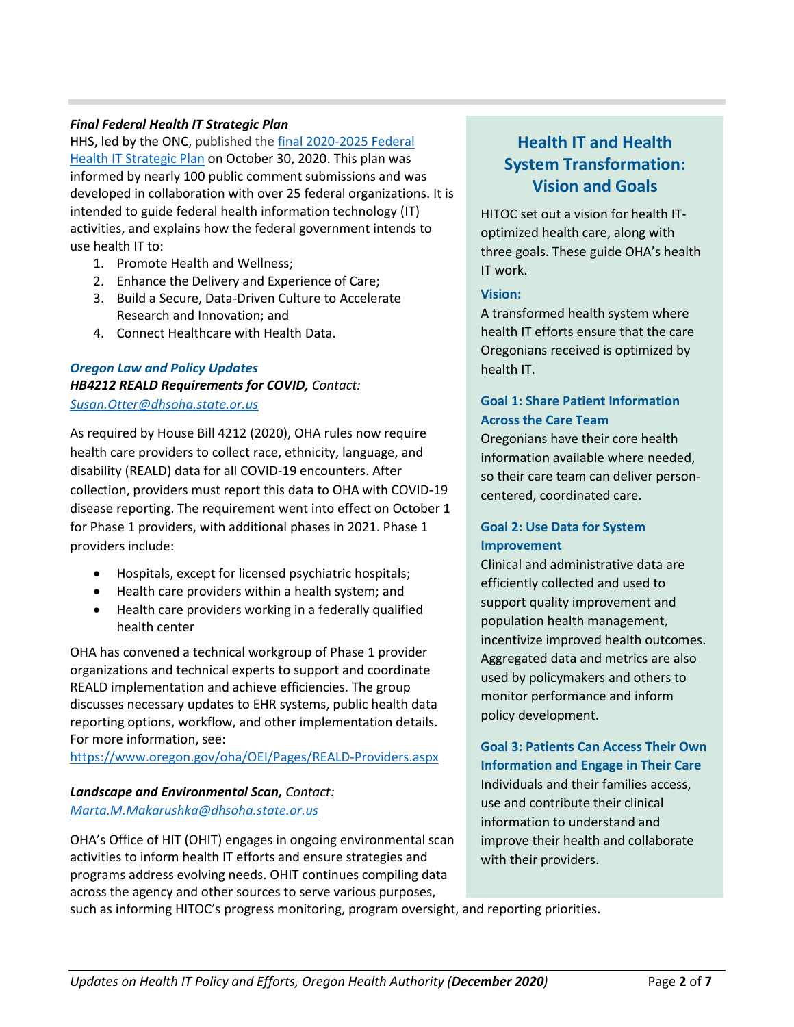***Final Federal Health IT Strategic Plan***

HHS, led by the ONC, published the final 2020-2025 Federal Health IT Strategic Plan on October 30, 2020. This plan was informed by nearly 100 public comment submissions and was developed in collaboration with over 25 federal organizations. It is intended to guide federal health information technology (IT) activities, and explains how the federal government intends to use health IT to:

1. Promote Health and Wellness;
2. Enhance the Delivery and Experience of Care;
3. Build a Secure, Data-Driven Culture to Accelerate Research and Innovation; and
4. Connect Healthcare with Health Data.

***Oregon Law and Policy Updates***

***HB4212 REALD Requirements for COVID,*** *Contact: Susan.Otter@dhsoha.state.or.us*

As required by House Bill 4212 (2020), OHA rules now require health care providers to collect race, ethnicity, language, and disability (REALD) data for all COVID-19 encounters. After collection, providers must report this data to OHA with COVID-19 disease reporting. The requirement went into effect on October 1 for Phase 1 providers, with additional phases in 2021. Phase 1 providers include:

- Hospitals, except for licensed psychiatric hospitals;
- Health care providers within a health system; and
- Health care providers working in a federally qualified health center

OHA has convened a technical workgroup of Phase 1 provider organizations and technical experts to support and coordinate REALD implementation and achieve efficiencies. The group discusses necessary updates to EHR systems, public health data reporting options, workflow, and other implementation details. For more information, see: https://www.oregon.gov/oha/OEI/Pages/REALD-Providers.aspx

***Landscape and Environmental Scan,*** *Contact: Marta.M.Makarushka@dhsoha.state.or.us*

OHA's Office of HIT (OHIT) engages in ongoing environmental scan activities to inform health IT efforts and ensure strategies and programs address evolving needs. OHIT continues compiling data across the agency and other sources to serve various purposes, such as informing HITOC's progress monitoring, program oversight, and reporting priorities.

## Health IT and Health System Transformation: Vision and Goals

HITOC set out a vision for health IT-optimized health care, along with three goals. These guide OHA's health IT work.

**Vision:**

A transformed health system where health IT efforts ensure that the care Oregonians received is optimized by health IT.

**Goal 1: Share Patient Information Across the Care Team**

Oregonians have their core health information available where needed, so their care team can deliver person-centered, coordinated care.

**Goal 2: Use Data for System Improvement**

Clinical and administrative data are efficiently collected and used to support quality improvement and population health management, incentivize improved health outcomes. Aggregated data and metrics are also used by policymakers and others to monitor performance and inform policy development.

**Goal 3: Patients Can Access Their Own Information and Engage in Their Care**

Individuals and their families access, use and contribute their clinical information to understand and improve their health and collaborate with their providers.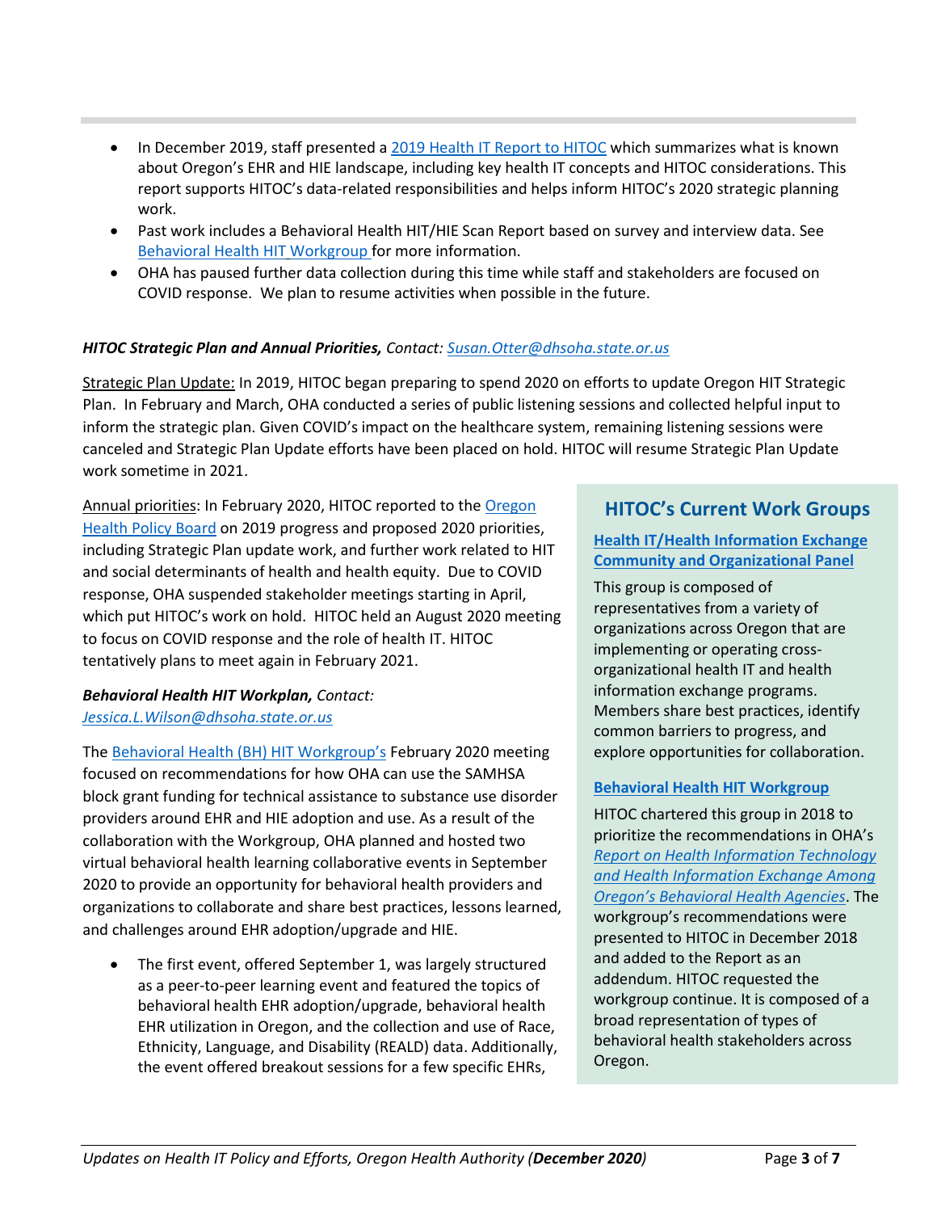- In December 2019, staff presented a 2019 Health IT Report to HITOC which summarizes what is known about Oregon's EHR and HIE landscape, including key health IT concepts and HITOC considerations. This report supports HITOC's data-related responsibilities and helps inform HITOC's 2020 strategic planning work.
- Past work includes a Behavioral Health HIT/HIE Scan Report based on survey and interview data. See Behavioral Health HIT Workgroup for more information.
- OHA has paused further data collection during this time while staff and stakeholders are focused on COVID response. We plan to resume activities when possible in the future.

***HITOC Strategic Plan and Annual Priorities,*** *Contact: Susan.Otter@dhsoha.state.or.us*

Strategic Plan Update: In 2019, HITOC began preparing to spend 2020 on efforts to update Oregon HIT Strategic Plan. In February and March, OHA conducted a series of public listening sessions and collected helpful input to inform the strategic plan. Given COVID's impact on the healthcare system, remaining listening sessions were canceled and Strategic Plan Update efforts have been placed on hold. HITOC will resume Strategic Plan Update work sometime in 2021.

Annual priorities: In February 2020, HITOC reported to the Oregon Health Policy Board on 2019 progress and proposed 2020 priorities, including Strategic Plan update work, and further work related to HIT and social determinants of health and health equity. Due to COVID response, OHA suspended stakeholder meetings starting in April, which put HITOC's work on hold. HITOC held an August 2020 meeting to focus on COVID response and the role of health IT. HITOC tentatively plans to meet again in February 2021.

***Behavioral Health HIT Workplan,*** *Contact: Jessica.L.Wilson@dhsoha.state.or.us*

The Behavioral Health (BH) HIT Workgroup's February 2020 meeting focused on recommendations for how OHA can use the SAMHSA block grant funding for technical assistance to substance use disorder providers around EHR and HIE adoption and use. As a result of the collaboration with the Workgroup, OHA planned and hosted two virtual behavioral health learning collaborative events in September 2020 to provide an opportunity for behavioral health providers and organizations to collaborate and share best practices, lessons learned, and challenges around EHR adoption/upgrade and HIE.

- The first event, offered September 1, was largely structured as a peer-to-peer learning event and featured the topics of behavioral health EHR adoption/upgrade, behavioral health EHR utilization in Oregon, and the collection and use of Race, Ethnicity, Language, and Disability (REALD) data. Additionally, the event offered breakout sessions for a few specific EHRs,

## HITOC's Current Work Groups

**Health IT/Health Information Exchange Community and Organizational Panel**

This group is composed of representatives from a variety of organizations across Oregon that are implementing or operating cross-organizational health IT and health information exchange programs. Members share best practices, identify common barriers to progress, and explore opportunities for collaboration.

**Behavioral Health HIT Workgroup**

HITOC chartered this group in 2018 to prioritize the recommendations in OHA's *Report on Health Information Technology and Health Information Exchange Among Oregon's Behavioral Health Agencies*. The workgroup's recommendations were presented to HITOC in December 2018 and added to the Report as an addendum. HITOC requested the workgroup continue. It is composed of a broad representation of types of behavioral health stakeholders across Oregon.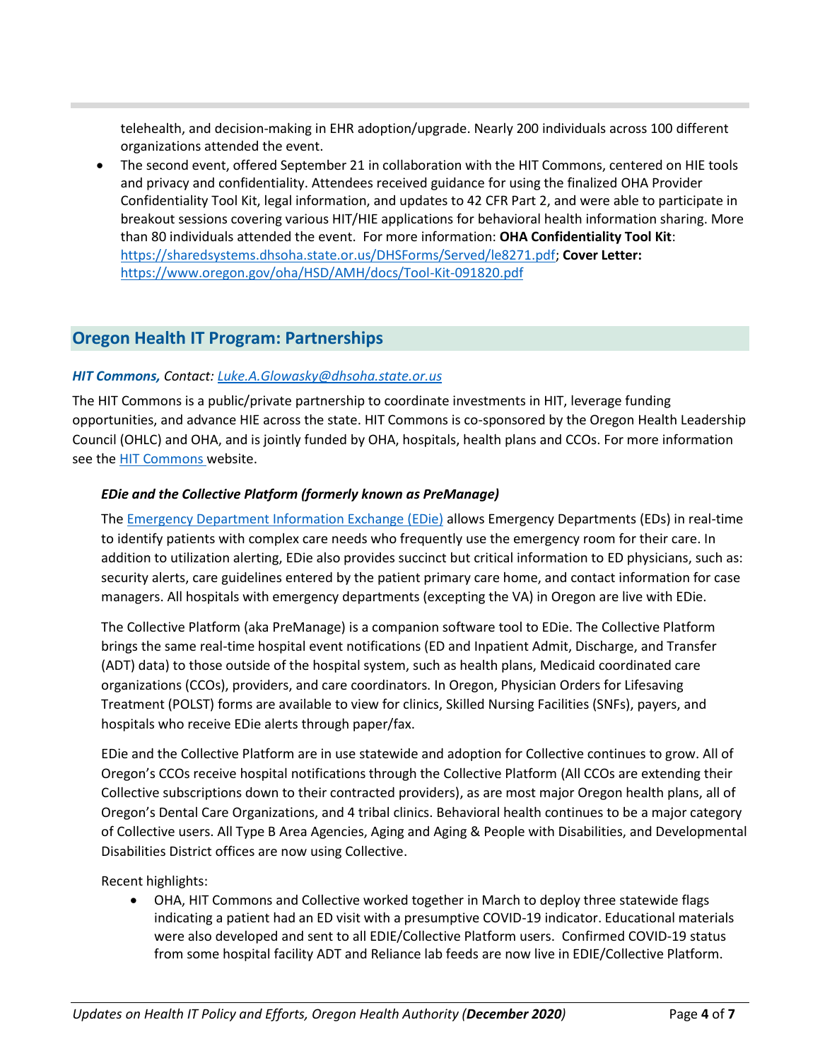telehealth, and decision-making in EHR adoption/upgrade. Nearly 200 individuals across 100 different organizations attended the event.

- The second event, offered September 21 in collaboration with the HIT Commons, centered on HIE tools and privacy and confidentiality. Attendees received guidance for using the finalized OHA Provider Confidentiality Tool Kit, legal information, and updates to 42 CFR Part 2, and were able to participate in breakout sessions covering various HIT/HIE applications for behavioral health information sharing. More than 80 individuals attended the event. For more information: **OHA Confidentiality Tool Kit**: https://sharedsystems.dhsoha.state.or.us/DHSForms/Served/le8271.pdf; **Cover Letter:** https://www.oregon.gov/oha/HSD/AMH/docs/Tool-Kit-091820.pdf

## Oregon Health IT Program: Partnerships

***HIT Commons,*** *Contact: Luke.A.Glowasky@dhsoha.state.or.us*

The HIT Commons is a public/private partnership to coordinate investments in HIT, leverage funding opportunities, and advance HIE across the state. HIT Commons is co-sponsored by the Oregon Health Leadership Council (OHLC) and OHA, and is jointly funded by OHA, hospitals, health plans and CCOs. For more information see the HIT Commons website.

### *EDie and the Collective Platform (formerly known as PreManage)*

The Emergency Department Information Exchange (EDie) allows Emergency Departments (EDs) in real-time to identify patients with complex care needs who frequently use the emergency room for their care. In addition to utilization alerting, EDie also provides succinct but critical information to ED physicians, such as: security alerts, care guidelines entered by the patient primary care home, and contact information for case managers. All hospitals with emergency departments (excepting the VA) in Oregon are live with EDie.

The Collective Platform (aka PreManage) is a companion software tool to EDie. The Collective Platform brings the same real-time hospital event notifications (ED and Inpatient Admit, Discharge, and Transfer (ADT) data) to those outside of the hospital system, such as health plans, Medicaid coordinated care organizations (CCOs), providers, and care coordinators. In Oregon, Physician Orders for Lifesaving Treatment (POLST) forms are available to view for clinics, Skilled Nursing Facilities (SNFs), payers, and hospitals who receive EDie alerts through paper/fax.

EDie and the Collective Platform are in use statewide and adoption for Collective continues to grow. All of Oregon's CCOs receive hospital notifications through the Collective Platform (All CCOs are extending their Collective subscriptions down to their contracted providers), as are most major Oregon health plans, all of Oregon's Dental Care Organizations, and 4 tribal clinics. Behavioral health continues to be a major category of Collective users. All Type B Area Agencies, Aging and Aging & People with Disabilities, and Developmental Disabilities District offices are now using Collective.

Recent highlights:

- OHA, HIT Commons and Collective worked together in March to deploy three statewide flags indicating a patient had an ED visit with a presumptive COVID-19 indicator. Educational materials were also developed and sent to all EDIE/Collective Platform users. Confirmed COVID-19 status from some hospital facility ADT and Reliance lab feeds are now live in EDIE/Collective Platform.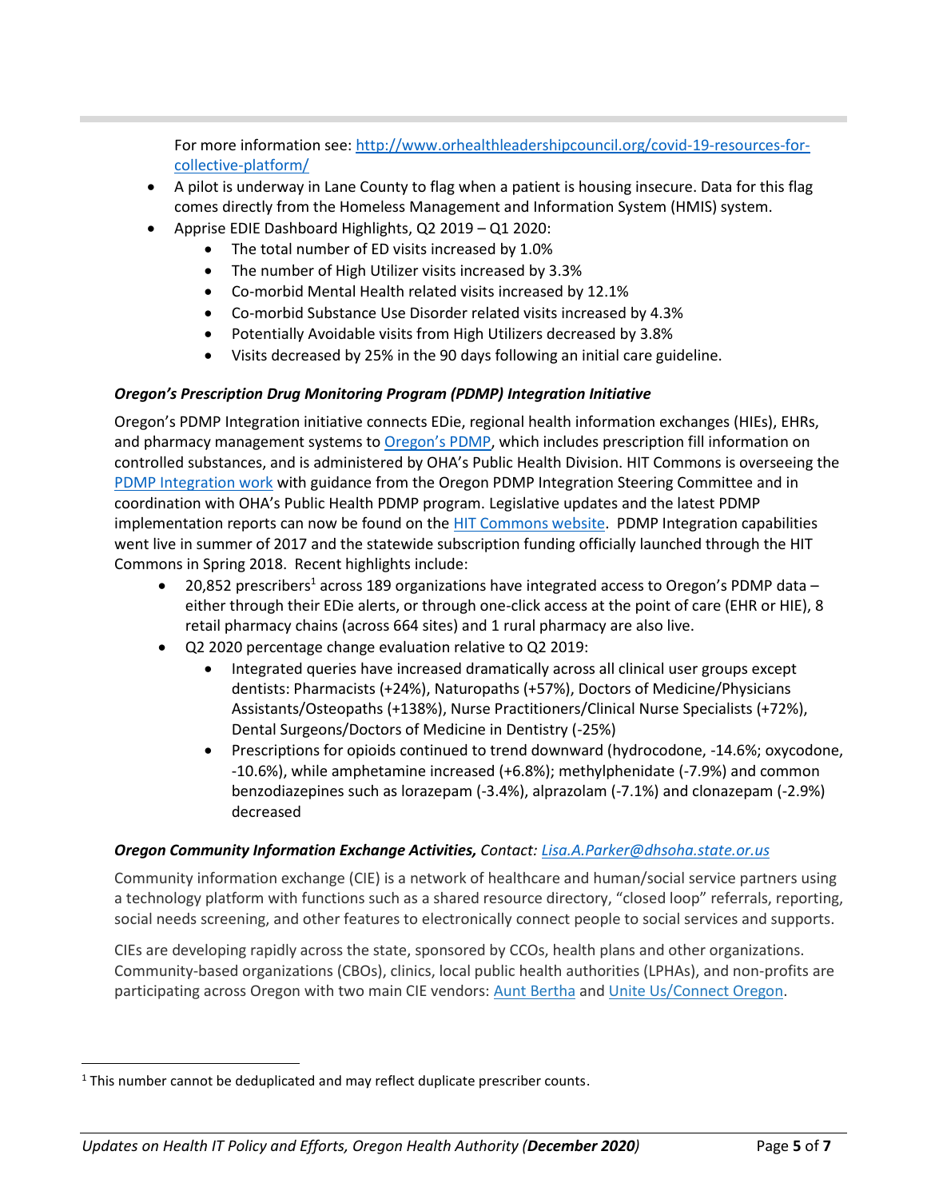For more information see: [http://www.orhealthleadershipcouncil.org/covid-19-resources-for-collective-platform/](http://www.orhealthleadershipcouncil.org/covid-19-resources-for-collective-platform/)

- A pilot is underway in Lane County to flag when a patient is housing insecure. Data for this flag comes directly from the Homeless Management and Information System (HMIS) system.
- Apprise EDIE Dashboard Highlights, Q2 2019 – Q1 2020:
  - The total number of ED visits increased by 1.0%
  - The number of High Utilizer visits increased by 3.3%
  - Co-morbid Mental Health related visits increased by 12.1%
  - Co-morbid Substance Use Disorder related visits increased by 4.3%
  - Potentially Avoidable visits from High Utilizers decreased by 3.8%
  - Visits decreased by 25% in the 90 days following an initial care guideline.

***Oregon's Prescription Drug Monitoring Program (PDMP) Integration Initiative***

Oregon's PDMP Integration initiative connects EDie, regional health information exchanges (HIEs), EHRs, and pharmacy management systems to Oregon's PDMP, which includes prescription fill information on controlled substances, and is administered by OHA's Public Health Division. HIT Commons is overseeing the PDMP Integration work with guidance from the Oregon PDMP Integration Steering Committee and in coordination with OHA's Public Health PDMP program. Legislative updates and the latest PDMP implementation reports can now be found on the HIT Commons website. PDMP Integration capabilities went live in summer of 2017 and the statewide subscription funding officially launched through the HIT Commons in Spring 2018. Recent highlights include:

- 20,852 prescribers[1] across 189 organizations have integrated access to Oregon's PDMP data – either through their EDie alerts, or through one-click access at the point of care (EHR or HIE), 8 retail pharmacy chains (across 664 sites) and 1 rural pharmacy are also live.
- Q2 2020 percentage change evaluation relative to Q2 2019:
  - Integrated queries have increased dramatically across all clinical user groups except dentists: Pharmacists (+24%), Naturopaths (+57%), Doctors of Medicine/Physicians Assistants/Osteopaths (+138%), Nurse Practitioners/Clinical Nurse Specialists (+72%), Dental Surgeons/Doctors of Medicine in Dentistry (-25%)
  - Prescriptions for opioids continued to trend downward (hydrocodone, -14.6%; oxycodone, -10.6%), while amphetamine increased (+6.8%); methylphenidate (-7.9%) and common benzodiazepines such as lorazepam (-3.4%), alprazolam (-7.1%) and clonazepam (-2.9%) decreased

***Oregon Community Information Exchange Activities,*** *Contact: Lisa.A.Parker@dhsoha.state.or.us*

Community information exchange (CIE) is a network of healthcare and human/social service partners using a technology platform with functions such as a shared resource directory, "closed loop" referrals, reporting, social needs screening, and other features to electronically connect people to social services and supports.

CIEs are developing rapidly across the state, sponsored by CCOs, health plans and other organizations. Community-based organizations (CBOs), clinics, local public health authorities (LPHAs), and non-profits are participating across Oregon with two main CIE vendors: Aunt Bertha and Unite Us/Connect Oregon.

[1] This number cannot be deduplicated and may reflect duplicate prescriber counts.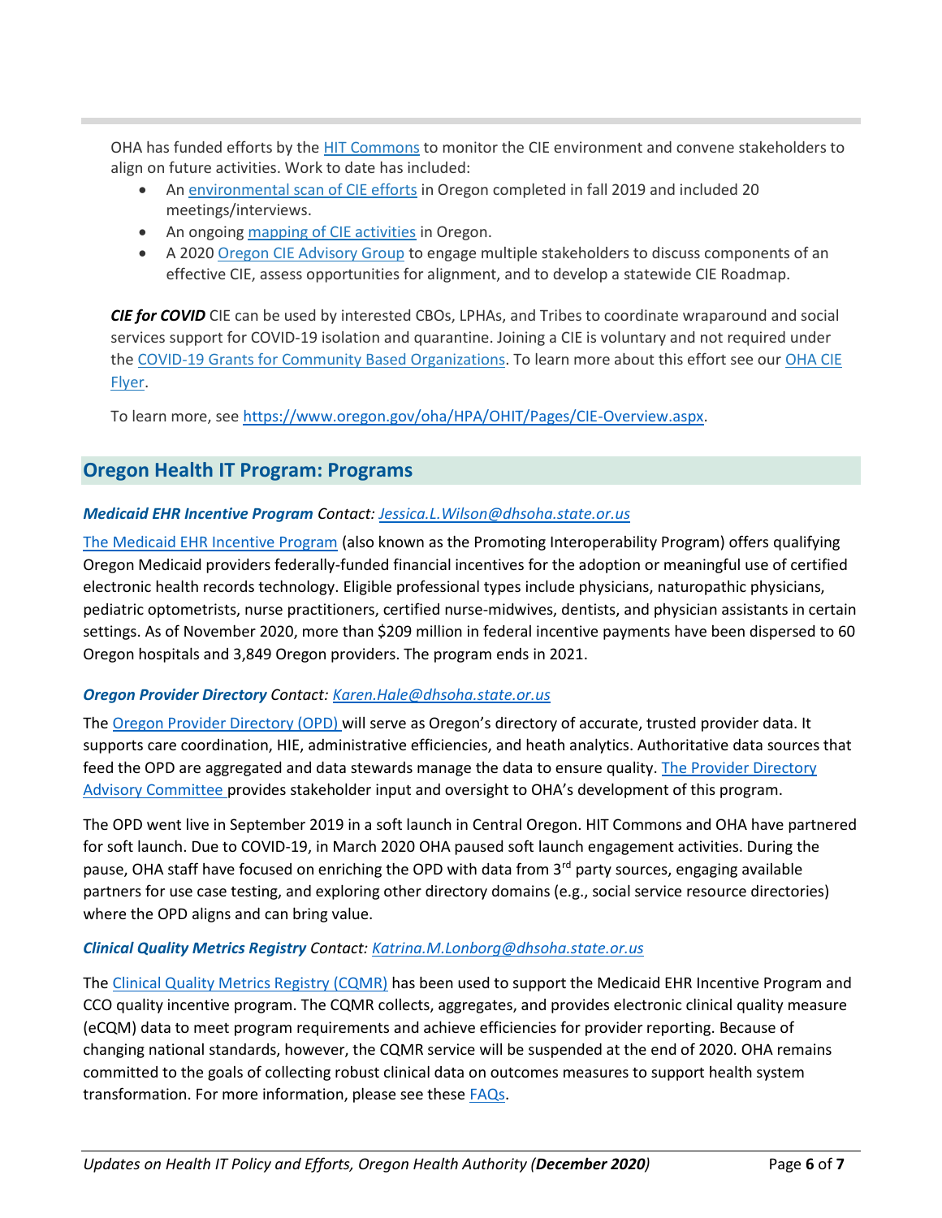OHA has funded efforts by the HIT Commons to monitor the CIE environment and convene stakeholders to align on future activities. Work to date has included:

- An environmental scan of CIE efforts in Oregon completed in fall 2019 and included 20 meetings/interviews.
- An ongoing mapping of CIE activities in Oregon.
- A 2020 Oregon CIE Advisory Group to engage multiple stakeholders to discuss components of an effective CIE, assess opportunities for alignment, and to develop a statewide CIE Roadmap.

***CIE for COVID*** CIE can be used by interested CBOs, LPHAs, and Tribes to coordinate wraparound and social services support for COVID-19 isolation and quarantine. Joining a CIE is voluntary and not required under the COVID-19 Grants for Community Based Organizations. To learn more about this effort see our OHA CIE Flyer.

To learn more, see https://www.oregon.gov/oha/HPA/OHIT/Pages/CIE-Overview.aspx.

## Oregon Health IT Program: Programs

***Medicaid EHR Incentive Program*** *Contact: Jessica.L.Wilson@dhsoha.state.or.us*

The Medicaid EHR Incentive Program (also known as the Promoting Interoperability Program) offers qualifying Oregon Medicaid providers federally-funded financial incentives for the adoption or meaningful use of certified electronic health records technology. Eligible professional types include physicians, naturopathic physicians, pediatric optometrists, nurse practitioners, certified nurse-midwives, dentists, and physician assistants in certain settings. As of November 2020, more than $209 million in federal incentive payments have been dispersed to 60 Oregon hospitals and 3,849 Oregon providers. The program ends in 2021.

***Oregon Provider Directory*** *Contact: Karen.Hale@dhsoha.state.or.us*

The Oregon Provider Directory (OPD) will serve as Oregon's directory of accurate, trusted provider data. It supports care coordination, HIE, administrative efficiencies, and heath analytics. Authoritative data sources that feed the OPD are aggregated and data stewards manage the data to ensure quality. The Provider Directory Advisory Committee provides stakeholder input and oversight to OHA's development of this program.

The OPD went live in September 2019 in a soft launch in Central Oregon. HIT Commons and OHA have partnered for soft launch. Due to COVID-19, in March 2020 OHA paused soft launch engagement activities. During the pause, OHA staff have focused on enriching the OPD with data from 3rd party sources, engaging available partners for use case testing, and exploring other directory domains (e.g., social service resource directories) where the OPD aligns and can bring value.

***Clinical Quality Metrics Registry*** *Contact: Katrina.M.Lonborg@dhsoha.state.or.us*

The Clinical Quality Metrics Registry (CQMR) has been used to support the Medicaid EHR Incentive Program and CCO quality incentive program. The CQMR collects, aggregates, and provides electronic clinical quality measure (eCQM) data to meet program requirements and achieve efficiencies for provider reporting. Because of changing national standards, however, the CQMR service will be suspended at the end of 2020. OHA remains committed to the goals of collecting robust clinical data on outcomes measures to support health system transformation. For more information, please see these FAQs.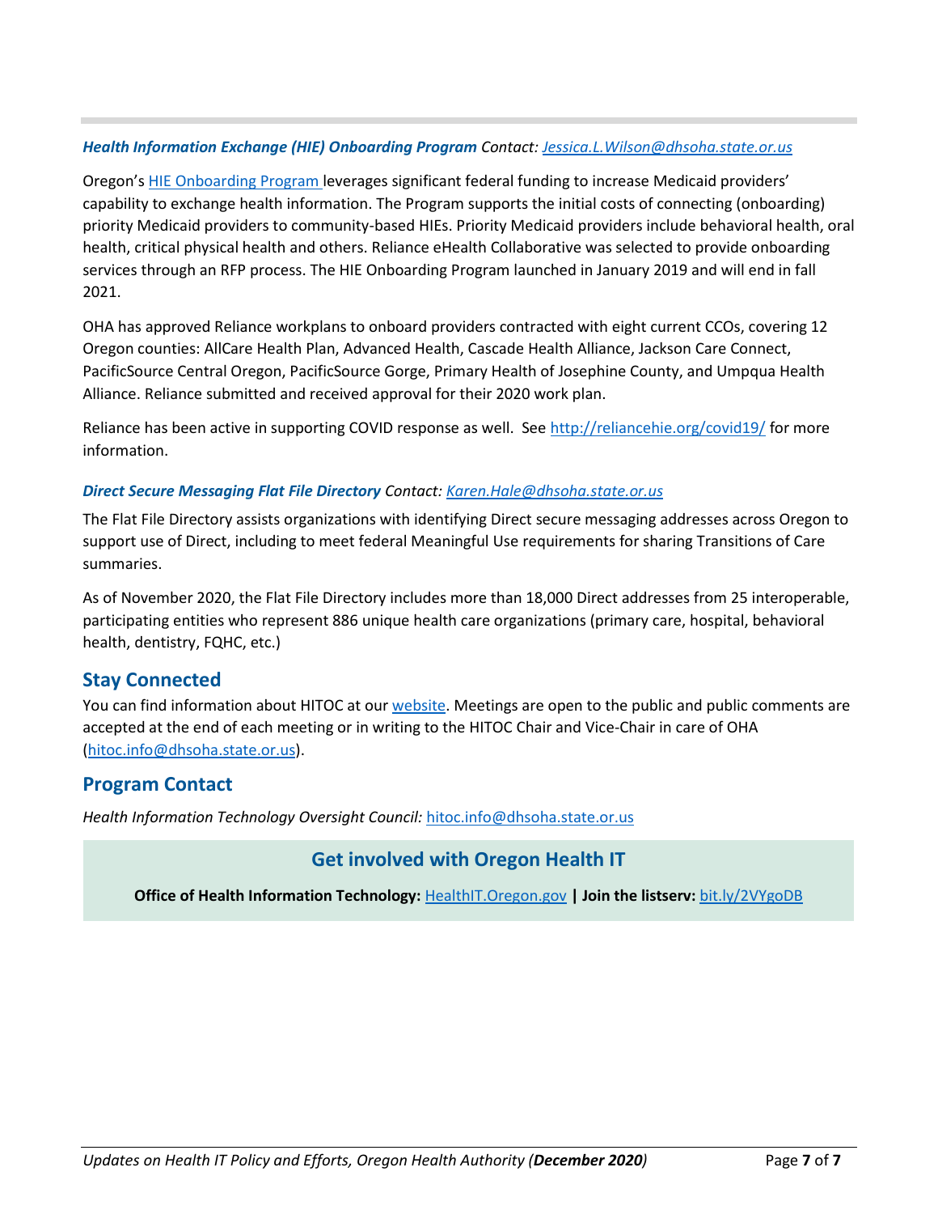***Health Information Exchange (HIE) Onboarding Program*** *Contact: Jessica.L.Wilson@dhsoha.state.or.us*

Oregon's HIE Onboarding Program leverages significant federal funding to increase Medicaid providers' capability to exchange health information. The Program supports the initial costs of connecting (onboarding) priority Medicaid providers to community-based HIEs. Priority Medicaid providers include behavioral health, oral health, critical physical health and others. Reliance eHealth Collaborative was selected to provide onboarding services through an RFP process. The HIE Onboarding Program launched in January 2019 and will end in fall 2021.

OHA has approved Reliance workplans to onboard providers contracted with eight current CCOs, covering 12 Oregon counties: AllCare Health Plan, Advanced Health, Cascade Health Alliance, Jackson Care Connect, PacificSource Central Oregon, PacificSource Gorge, Primary Health of Josephine County, and Umpqua Health Alliance. Reliance submitted and received approval for their 2020 work plan.

Reliance has been active in supporting COVID response as well. See http://reliancehie.org/covid19/ for more information.

***Direct Secure Messaging Flat File Directory*** *Contact: Karen.Hale@dhsoha.state.or.us*

The Flat File Directory assists organizations with identifying Direct secure messaging addresses across Oregon to support use of Direct, including to meet federal Meaningful Use requirements for sharing Transitions of Care summaries.

As of November 2020, the Flat File Directory includes more than 18,000 Direct addresses from 25 interoperable, participating entities who represent 886 unique health care organizations (primary care, hospital, behavioral health, dentistry, FQHC, etc.)

## Stay Connected

You can find information about HITOC at our website. Meetings are open to the public and public comments are accepted at the end of each meeting or in writing to the HITOC Chair and Vice-Chair in care of OHA (hitoc.info@dhsoha.state.or.us).

## Program Contact

*Health Information Technology Oversight Council:* hitoc.info@dhsoha.state.or.us

### Get involved with Oregon Health IT

**Office of Health Information Technology:** HealthIT.Oregon.gov **| Join the listserv:** bit.ly/2VYgoDB